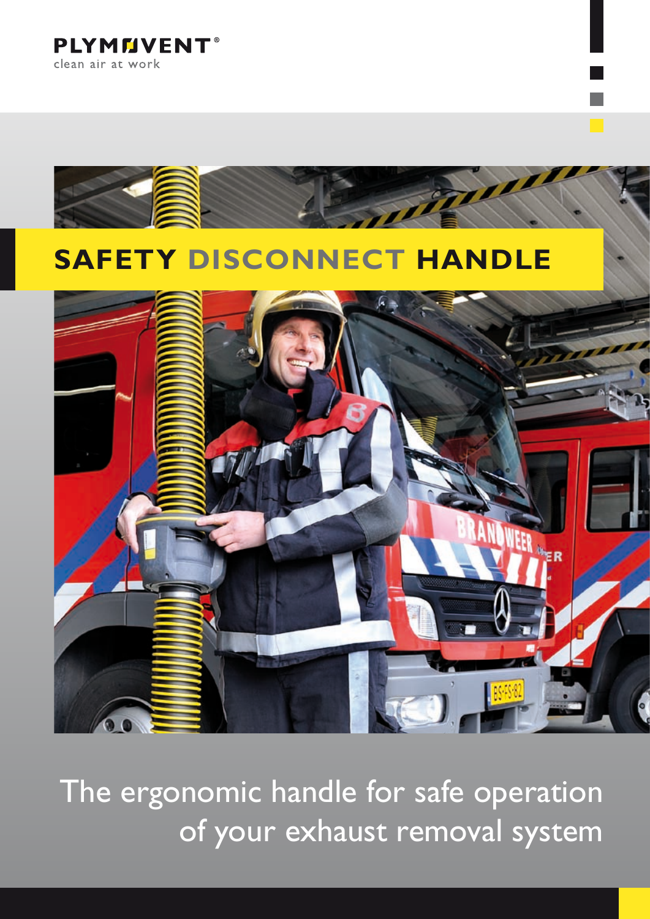PLYMOVENT®

clean air at work

# SAFETY DISCONNECT HANDLE

The ergonomic handle for safe operation of your exhaust removal system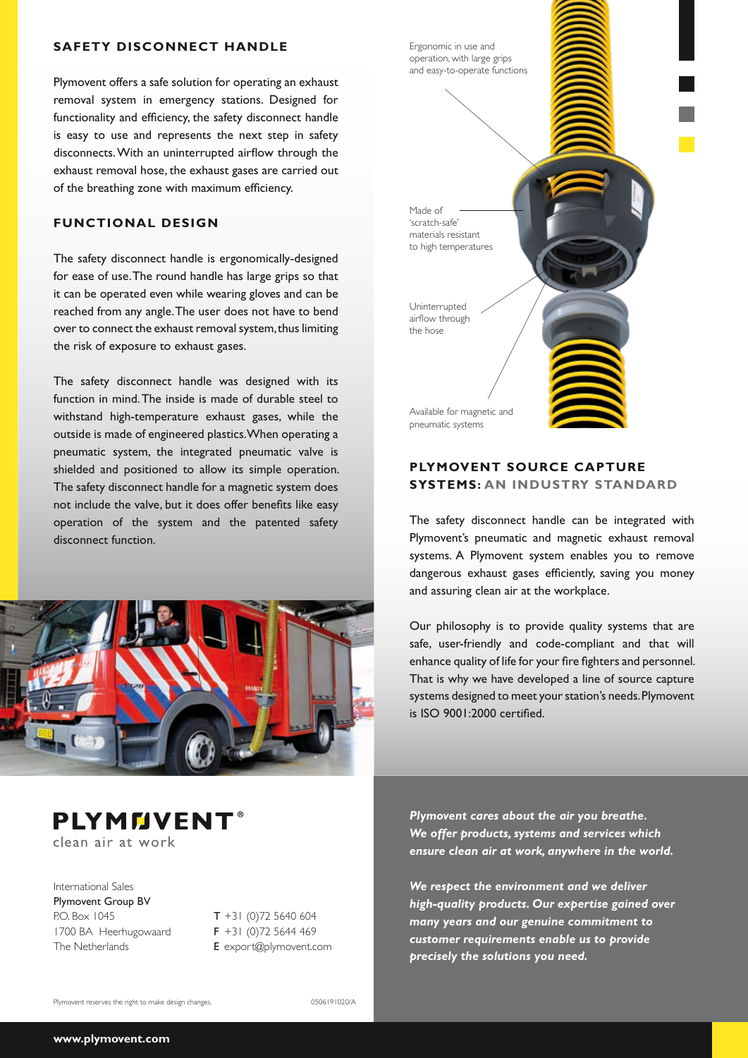## SAFETY DISCONNECT HANDLE

Plymovent offers a safe solution for operating an exhaust removal system in emergency stations. Designed for functionality and efficiency, the safety disconnect handle is easy to use and represents the next step in safety disconnects. With an uninterrupted airflow through the exhaust removal hose, the exhaust gases are carried out of the breathing zone with maximum efficiency.

## FUNCTIONAL DESIGN

The safety disconnect handle is ergonomically-designed for ease of use. The round handle has large grips so that it can be operated even while wearing gloves and can be reached from any angle. The user does not have to bend over to connect the exhaust removal system, thus limiting the risk of exposure to exhaust gases.

The safety disconnect handle was designed with its function in mind. The inside is made of durable steel to withstand high-temperature exhaust gases, while the outside is made of engineered plastics. When operating a pneumatic system, the integrated pneumatic valve is shielded and positioned to allow its simple operation. The safety disconnect handle for a magnetic system does not include the valve, but it does offer benefits like easy operation of the system and the patented safety disconnect function.

Ergonomic in use and operation, with large grips and easy-to-operate functions

Made of 'scratch-safe' materials resistant to high temperatures

Uninterrupted airflow through the hose

Available for magnetic and pneumatic systems

## PLYMOVENT SOURCE CAPTURE SYSTEMS: AN INDUSTRY STANDARD

The safety disconnect handle can be integrated with Plymovent's pneumatic and magnetic exhaust removal systems. A Plymovent system enables you to remove dangerous exhaust gases efficiently, saving you money and assuring clean air at the workplace.

Our philosophy is to provide quality systems that are safe, user-friendly and code-compliant and that will enhance quality of life for your fire fighters and personnel. That is why we have developed a line of source capture systems designed to meet your station's needs. Plymovent is ISO 9001:2000 certified.

**PLYMOVENT®**
clean air at work

International Sales
Plymovent Group BV
P.O. Box 1045
1700 BA Heerhugowaard
The Netherlands

T +31 (0)72 5640 604
F +31 (0)72 5644 469
E export@plymovent.com

***Plymovent cares about the air you breathe. We offer products, systems and services which ensure clean air at work, anywhere in the world.***

***We respect the environment and we deliver high-quality products. Our expertise gained over many years and our genuine commitment to customer requirements enable us to provide precisely the solutions you need.***

Plymovent reserves the right to make design changes.

0506191020/A

**www.plymovent.com**